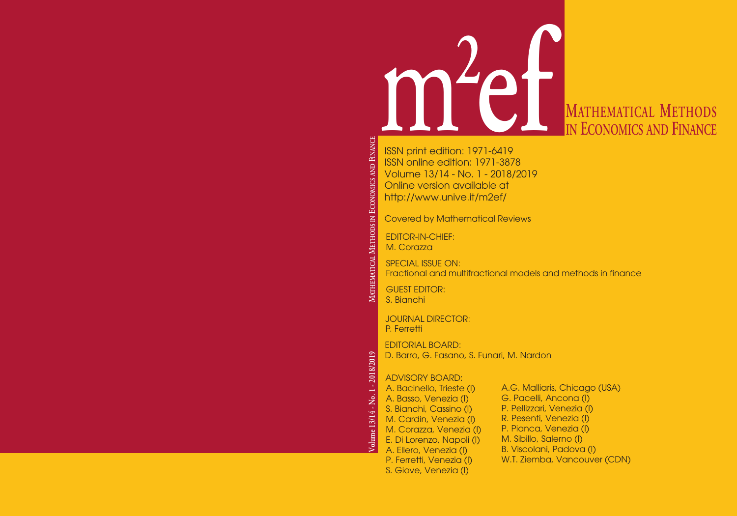# $m^2ef$

## Mathematical Methods in Economics and Finance

ISSN print edition: 1971-6419
ISSN online edition: 1971-3878
Volume 13/14 - No. 1 - 2018/2019
Online version available at
http://www.unive.it/m2ef/

Covered by Mathematical Reviews

EDITOR-IN-CHIEF:
M. Corazza

SPECIAL ISSUE ON:
Fractional and multifractional models and methods in finance

GUEST EDITOR:
S. Bianchi

JOURNAL DIRECTOR:
P. Ferretti

EDITORIAL BOARD:
D. Barro, G. Fasano, S. Funari, M. Nardon

ADVISORY BOARD:
A. Bacinello, Trieste (I)
A. Basso, Venezia (I)
S. Bianchi, Cassino (I)
M. Cardin, Venezia (I)
M. Corazza, Venezia (I)
E. Di Lorenzo, Napoli (I)
A. Ellero, Venezia (I)
P. Ferretti, Venezia (I)
S. Giove, Venezia (I)
A.G. Malliaris, Chicago (USA)
G. Pacelli, Ancona (I)
P. Pellizzari, Venezia (I)
R. Pesenti, Venezia (I)
P. Pianca, Venezia (I)
M. Sibillo, Salerno (I)
B. Viscolani, Padova (I)
W.T. Ziemba, Vancouver (CDN)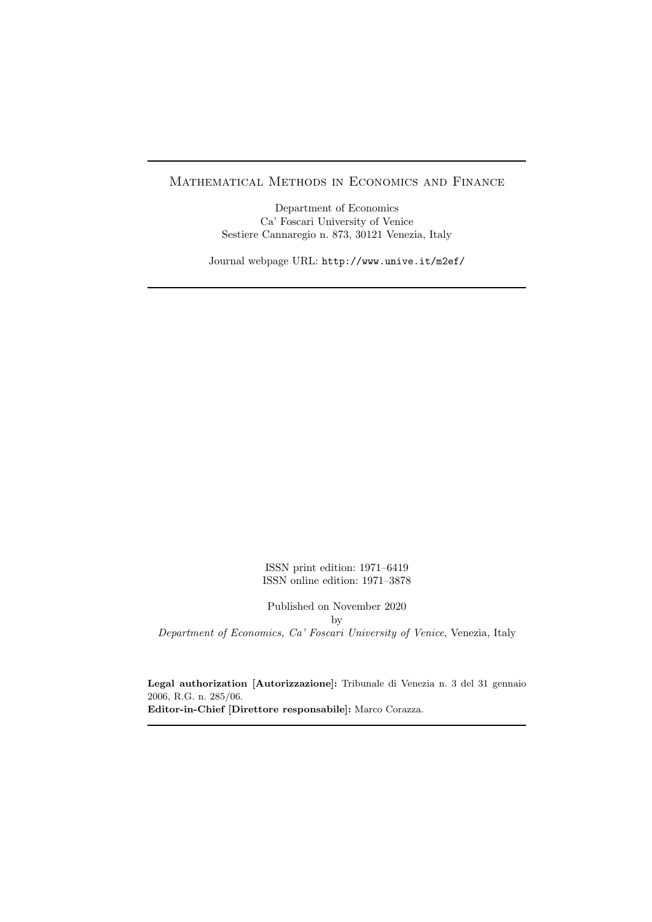Mathematical Methods in Economics and Finance

Department of Economics
Ca' Foscari University of Venice
Sestiere Cannaregio n. 873, 30121 Venezia, Italy

Journal webpage URL: http://www.unive.it/m2ef/

---

ISSN print edition: 1971–6419
ISSN online edition: 1971–3878

Published on November 2020
by
*Department of Economics, Ca' Foscari University of Venice*, Venezia, Italy

**Legal authorization [Autorizzazione]:** Tribunale di Venezia n. 3 del 31 gennaio 2006, R.G. n. 285/06.
**Editor-in-Chief [Direttore responsabile]:** Marco Corazza.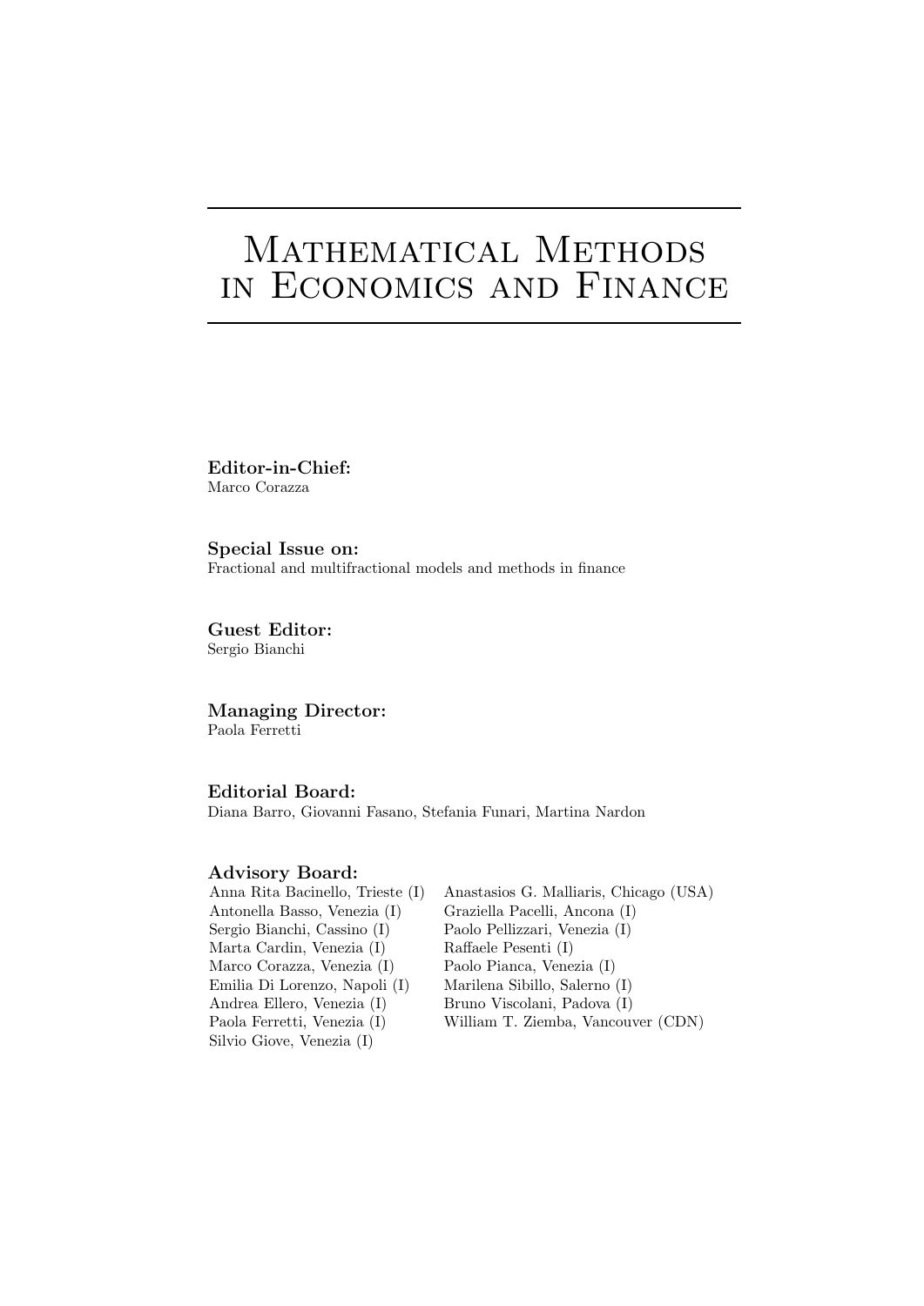# Mathematical Methods in Economics and Finance

**Editor-in-Chief:**
Marco Corazza

**Special Issue on:**
Fractional and multifractional models and methods in finance

**Guest Editor:**
Sergio Bianchi

**Managing Director:**
Paola Ferretti

**Editorial Board:**
Diana Barro, Giovanni Fasano, Stefania Funari, Martina Nardon

**Advisory Board:**

Anna Rita Bacinello, Trieste (I)
Antonella Basso, Venezia (I)
Sergio Bianchi, Cassino (I)
Marta Cardin, Venezia (I)
Marco Corazza, Venezia (I)
Emilia Di Lorenzo, Napoli (I)
Andrea Ellero, Venezia (I)
Paola Ferretti, Venezia (I)
Silvio Giove, Venezia (I)
Anastasios G. Malliaris, Chicago (USA)
Graziella Pacelli, Ancona (I)
Paolo Pellizzari, Venezia (I)
Raffaele Pesenti (I)
Paolo Pianca, Venezia (I)
Marilena Sibillo, Salerno (I)
Bruno Viscolani, Padova (I)
William T. Ziemba, Vancouver (CDN)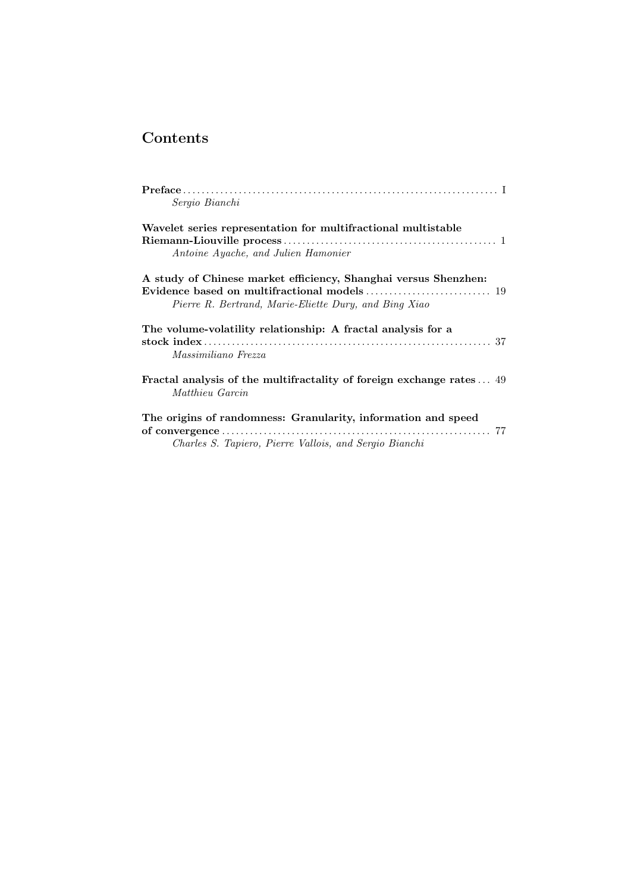# Contents

**Preface** .................................................................... I
*Sergio Bianchi*

**Wavelet series representation for multifractional multistable Riemann-Liouville process** .............................................. 1
*Antoine Ayache, and Julien Hamonier*

**A study of Chinese market efficiency, Shanghai versus Shenzhen: Evidence based on multifractional models** ........................... 19
*Pierre R. Bertrand, Marie-Eliette Dury, and Bing Xiao*

**The volume-volatility relationship: A fractal analysis for a stock index** .............................................................. 37
*Massimiliano Frezza*

**Fractal analysis of the multifractality of foreign exchange rates** ... 49
*Matthieu Garcin*

**The origins of randomness: Granularity, information and speed of convergence** ......................................................... 77
*Charles S. Tapiero, Pierre Vallois, and Sergio Bianchi*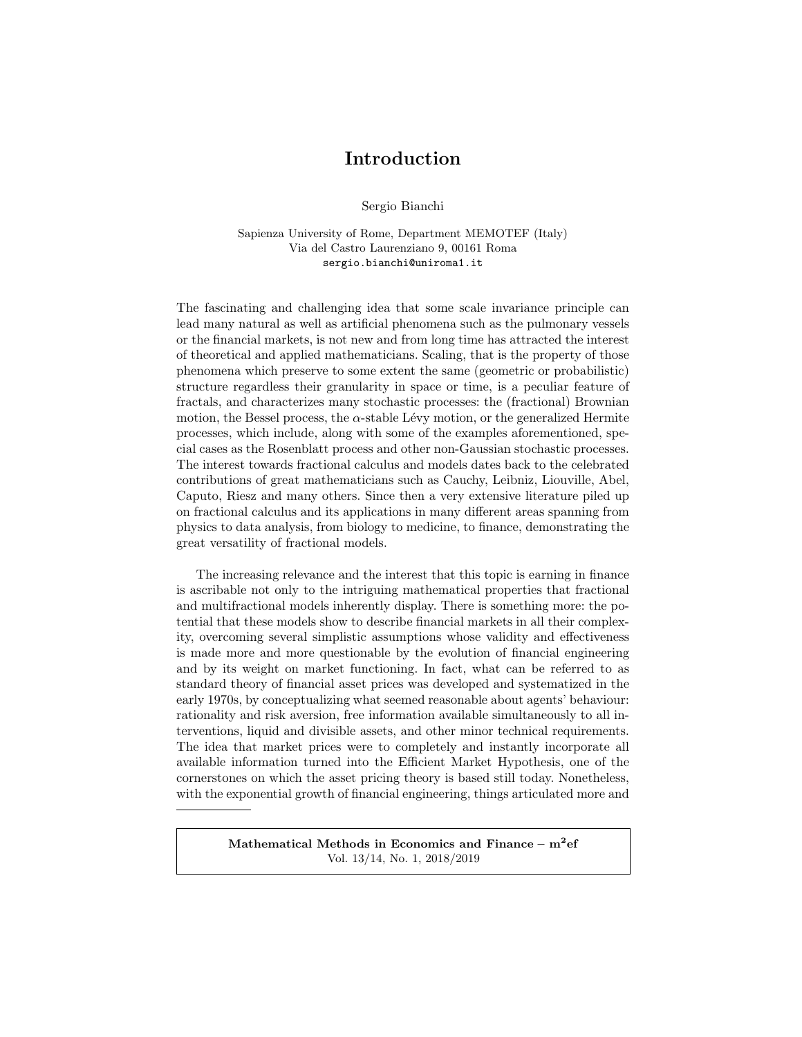# Introduction

Sergio Bianchi

Sapienza University of Rome, Department MEMOTEF (Italy)
Via del Castro Laurenziano 9, 00161 Roma
sergio.bianchi@uniroma1.it

The fascinating and challenging idea that some scale invariance principle can lead many natural as well as artificial phenomena such as the pulmonary vessels or the financial markets, is not new and from long time has attracted the interest of theoretical and applied mathematicians. Scaling, that is the property of those phenomena which preserve to some extent the same (geometric or probabilistic) structure regardless their granularity in space or time, is a peculiar feature of fractals, and characterizes many stochastic processes: the (fractional) Brownian motion, the Bessel process, the $\alpha$-stable Lévy motion, or the generalized Hermite processes, which include, along with some of the examples aforementioned, special cases as the Rosenblatt process and other non-Gaussian stochastic processes. The interest towards fractional calculus and models dates back to the celebrated contributions of great mathematicians such as Cauchy, Leibniz, Liouville, Abel, Caputo, Riesz and many others. Since then a very extensive literature piled up on fractional calculus and its applications in many different areas spanning from physics to data analysis, from biology to medicine, to finance, demonstrating the great versatility of fractional models.

The increasing relevance and the interest that this topic is earning in finance is ascribable not only to the intriguing mathematical properties that fractional and multifractional models inherently display. There is something more: the potential that these models show to describe financial markets in all their complexity, overcoming several simplistic assumptions whose validity and effectiveness is made more and more questionable by the evolution of financial engineering and by its weight on market functioning. In fact, what can be referred to as standard theory of financial asset prices was developed and systematized in the early 1970s, by conceptualizing what seemed reasonable about agents' behaviour: rationality and risk aversion, free information available simultaneously to all interventions, liquid and divisible assets, and other minor technical requirements. The idea that market prices were to completely and instantly incorporate all available information turned into the Efficient Market Hypothesis, one of the cornerstones on which the asset pricing theory is based still today. Nonetheless, with the exponential growth of financial engineering, things articulated more and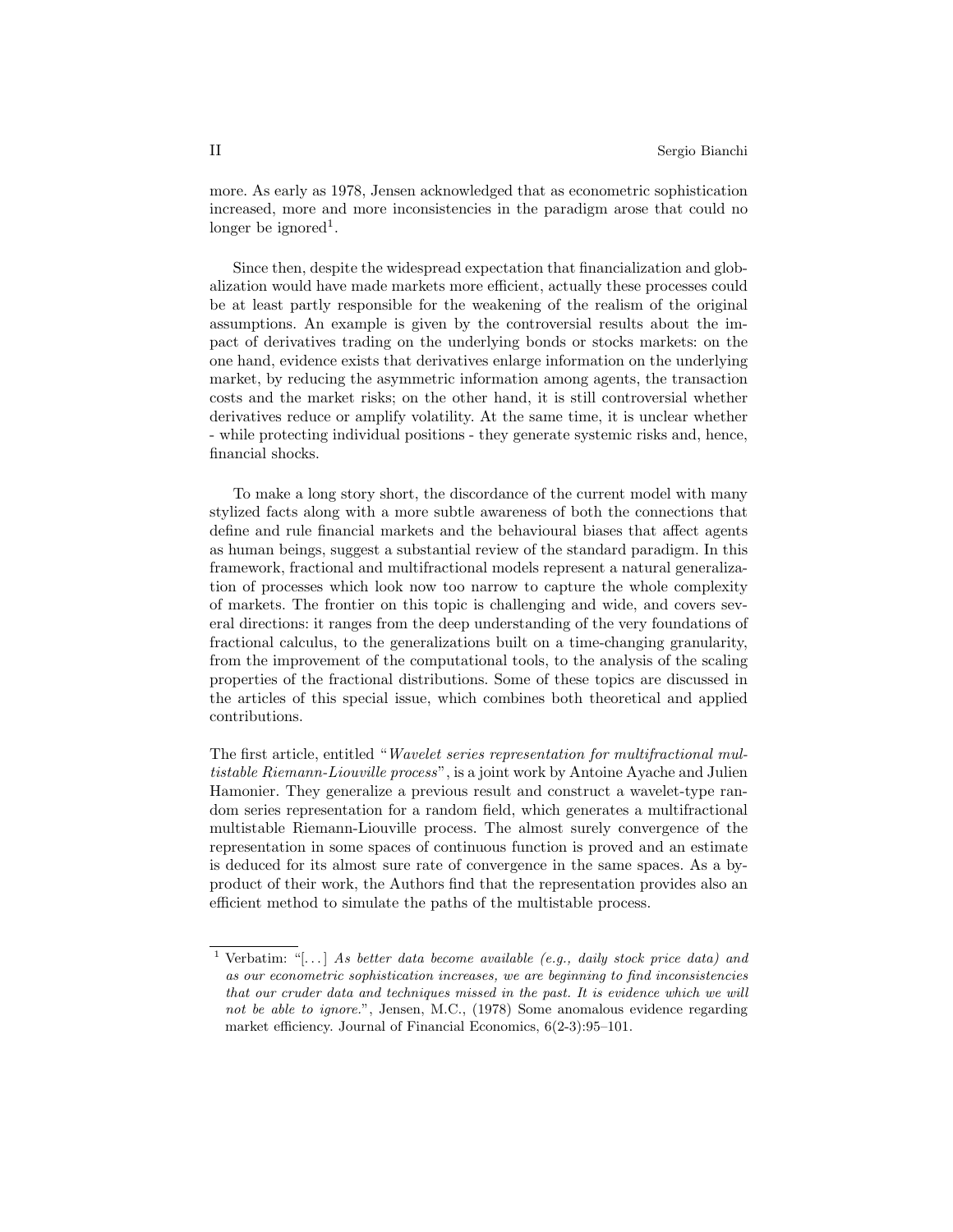more. As early as 1978, Jensen acknowledged that as econometric sophistication increased, more and more inconsistencies in the paradigm arose that could no longer be ignored[1].

Since then, despite the widespread expectation that financialization and globalization would have made markets more efficient, actually these processes could be at least partly responsible for the weakening of the realism of the original assumptions. An example is given by the controversial results about the impact of derivatives trading on the underlying bonds or stocks markets: on the one hand, evidence exists that derivatives enlarge information on the underlying market, by reducing the asymmetric information among agents, the transaction costs and the market risks; on the other hand, it is still controversial whether derivatives reduce or amplify volatility. At the same time, it is unclear whether - while protecting individual positions - they generate systemic risks and, hence, financial shocks.

To make a long story short, the discordance of the current model with many stylized facts along with a more subtle awareness of both the connections that define and rule financial markets and the behavioural biases that affect agents as human beings, suggest a substantial review of the standard paradigm. In this framework, fractional and multifractional models represent a natural generalization of processes which look now too narrow to capture the whole complexity of markets. The frontier on this topic is challenging and wide, and covers several directions: it ranges from the deep understanding of the very foundations of fractional calculus, to the generalizations built on a time-changing granularity, from the improvement of the computational tools, to the analysis of the scaling properties of the fractional distributions. Some of these topics are discussed in the articles of this special issue, which combines both theoretical and applied contributions.

The first article, entitled "*Wavelet series representation for multifractional multistable Riemann-Liouville process*", is a joint work by Antoine Ayache and Julien Hamonier. They generalize a previous result and construct a wavelet-type random series representation for a random field, which generates a multifractional multistable Riemann-Liouville process. The almost surely convergence of the representation in some spaces of continuous function is proved and an estimate is deduced for its almost sure rate of convergence in the same spaces. As a by-product of their work, the Authors find that the representation provides also an efficient method to simulate the paths of the multistable process.

[1] Verbatim: "[...] *As better data become available (e.g., daily stock price data) and as our econometric sophistication increases, we are beginning to find inconsistencies that our cruder data and techniques missed in the past. It is evidence which we will not be able to ignore.*", Jensen, M.C., (1978) Some anomalous evidence regarding market efficiency. Journal of Financial Economics, 6(2-3):95–101.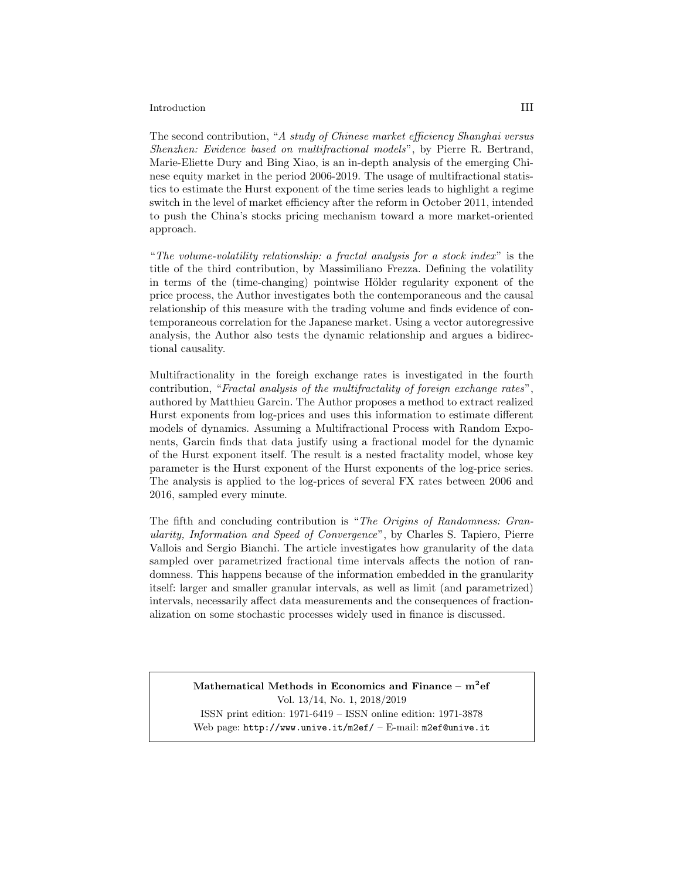The second contribution, "*A study of Chinese market efficiency Shanghai versus Shenzhen: Evidence based on multifractional models*", by Pierre R. Bertrand, Marie-Eliette Dury and Bing Xiao, is an in-depth analysis of the emerging Chinese equity market in the period 2006-2019. The usage of multifractional statistics to estimate the Hurst exponent of the time series leads to highlight a regime switch in the level of market efficiency after the reform in October 2011, intended to push the China's stocks pricing mechanism toward a more market-oriented approach.

"*The volume-volatility relationship: a fractal analysis for a stock index*" is the title of the third contribution, by Massimiliano Frezza. Defining the volatility in terms of the (time-changing) pointwise Hölder regularity exponent of the price process, the Author investigates both the contemporaneous and the causal relationship of this measure with the trading volume and finds evidence of contemporaneous correlation for the Japanese market. Using a vector autoregressive analysis, the Author also tests the dynamic relationship and argues a bidirectional causality.

Multifractionality in the foreigh exchange rates is investigated in the fourth contribution, "*Fractal analysis of the multifractality of foreign exchange rates*", authored by Matthieu Garcin. The Author proposes a method to extract realized Hurst exponents from log-prices and uses this information to estimate different models of dynamics. Assuming a Multifractional Process with Random Exponents, Garcin finds that data justify using a fractional model for the dynamic of the Hurst exponent itself. The result is a nested fractality model, whose key parameter is the Hurst exponent of the Hurst exponents of the log-price series. The analysis is applied to the log-prices of several FX rates between 2006 and 2016, sampled every minute.

The fifth and concluding contribution is "*The Origins of Randomness: Granularity, Information and Speed of Convergence*", by Charles S. Tapiero, Pierre Vallois and Sergio Bianchi. The article investigates how granularity of the data sampled over parametrized fractional time intervals affects the notion of randomness. This happens because of the information embedded in the granularity itself: larger and smaller granular intervals, as well as limit (and parametrized) intervals, necessarily affect data measurements and the consequences of fractionalization on some stochastic processes widely used in finance is discussed.

**Mathematical Methods in Economics and Finance – m²ef**
Vol. 13/14, No. 1, 2018/2019
ISSN print edition: 1971-6419 – ISSN online edition: 1971-3878
Web page: http://www.unive.it/m2ef/ – E-mail: m2ef@unive.it